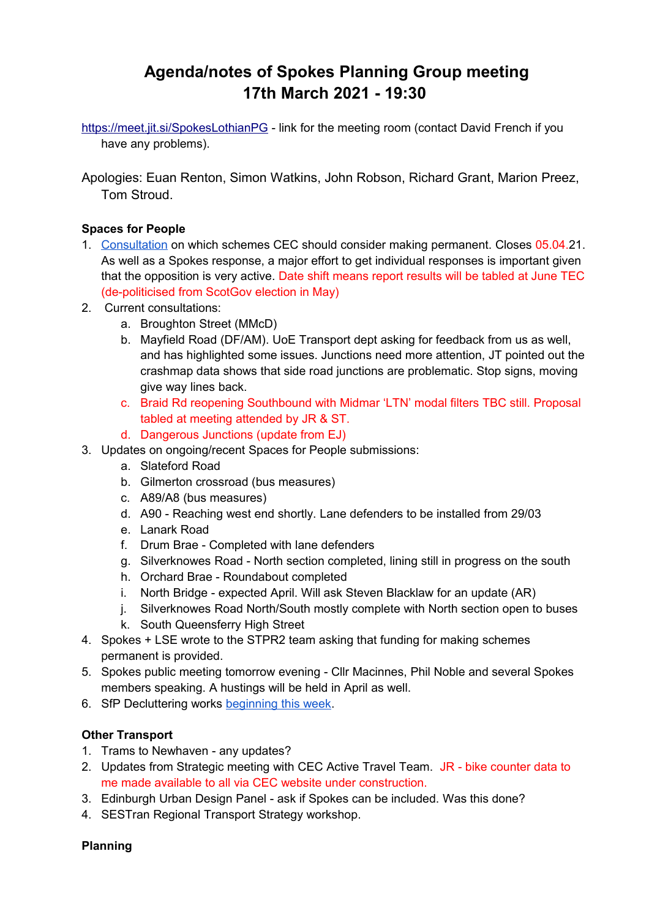# Agenda/notes of Spokes Planning Group meeting 17th March 2021 - 19:30

https://meet.jit.si/SpokesLothianPG - link for the meeting room (contact David French if you have any problems).

Apologies: Euan Renton, Simon Watkins, John Robson, Richard Grant, Marion Preez, Tom Stroud.

**Spaces for People**

1. Consultation on which schemes CEC should consider making permanent. Closes 05.04.21. As well as a Spokes response, a major effort to get individual responses is important given that the opposition is very active. Date shift means report results will be tabled at June TEC (de-politicised from ScotGov election in May)
2. Current consultations:
   a. Broughton Street (MMcD)
   b. Mayfield Road (DF/AM). UoE Transport dept asking for feedback from us as well, and has highlighted some issues. Junctions need more attention, JT pointed out the crashmap data shows that side road junctions are problematic. Stop signs, moving give way lines back.
   c. Braid Rd reopening Southbound with Midmar 'LTN' modal filters TBC still. Proposal tabled at meeting attended by JR & ST.
   d. Dangerous Junctions (update from EJ)
3. Updates on ongoing/recent Spaces for People submissions:
   a. Slateford Road
   b. Gilmerton crossroad (bus measures)
   c. A89/A8 (bus measures)
   d. A90 - Reaching west end shortly. Lane defenders to be installed from 29/03
   e. Lanark Road
   f. Drum Brae - Completed with lane defenders
   g. Silverknowes Road - North section completed, lining still in progress on the south
   h. Orchard Brae - Roundabout completed
   i. North Bridge - expected April. Will ask Steven Blacklaw for an update (AR)
   j. Silverknowes Road North/South mostly complete with North section open to buses
   k. South Queensferry High Street
4. Spokes + LSE wrote to the STPR2 team asking that funding for making schemes permanent is provided.
5. Spokes public meeting tomorrow evening - Cllr Macinnes, Phil Noble and several Spokes members speaking. A hustings will be held in April as well.
6. SfP Decluttering works beginning this week.

**Other Transport**

1. Trams to Newhaven - any updates?
2. Updates from Strategic meeting with CEC Active Travel Team. JR - bike counter data to me made available to all via CEC website under construction.
3. Edinburgh Urban Design Panel - ask if Spokes can be included. Was this done?
4. SESTran Regional Transport Strategy workshop.

**Planning**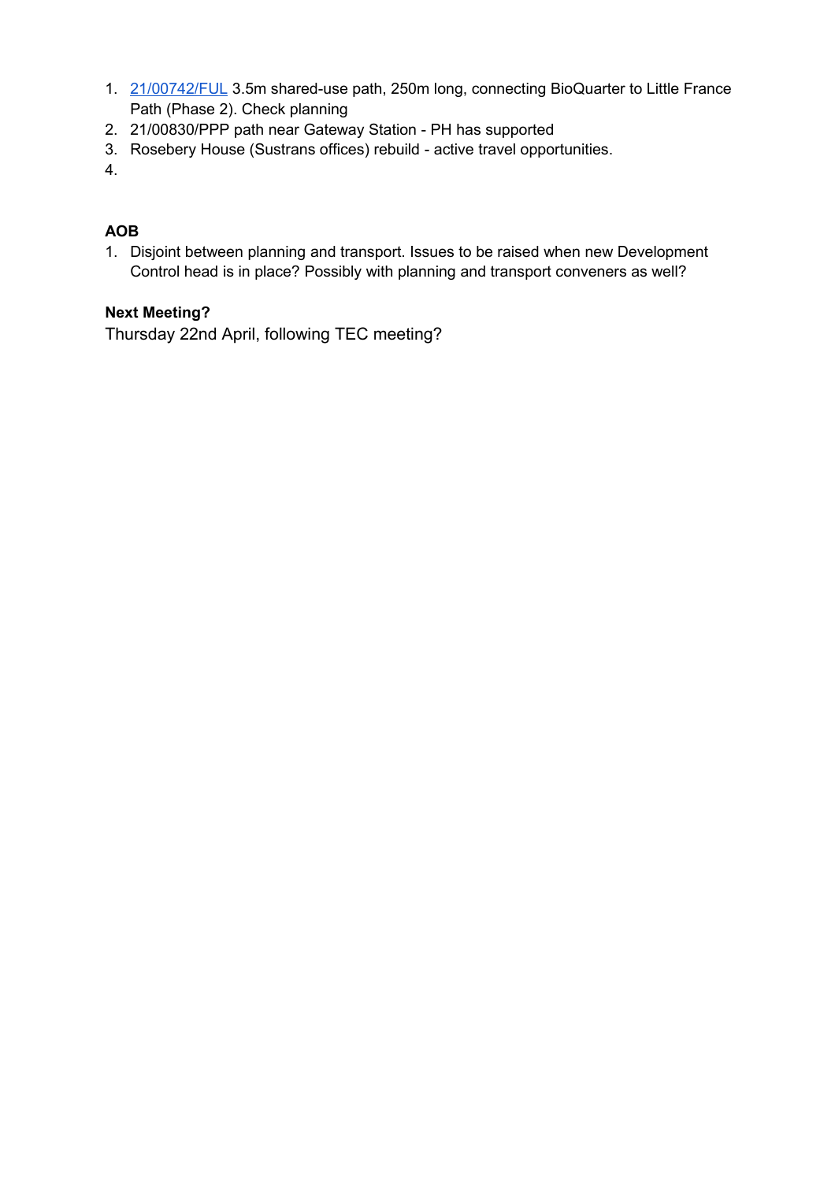1. 21/00742/FUL 3.5m shared-use path, 250m long, connecting BioQuarter to Little France Path (Phase 2). Check planning
2. 21/00830/PPP path near Gateway Station - PH has supported
3. Rosebery House (Sustrans offices) rebuild - active travel opportunities.
4.

**AOB**

1. Disjoint between planning and transport. Issues to be raised when new Development Control head is in place? Possibly with planning and transport conveners as well?

**Next Meeting?**

Thursday 22nd April, following TEC meeting?